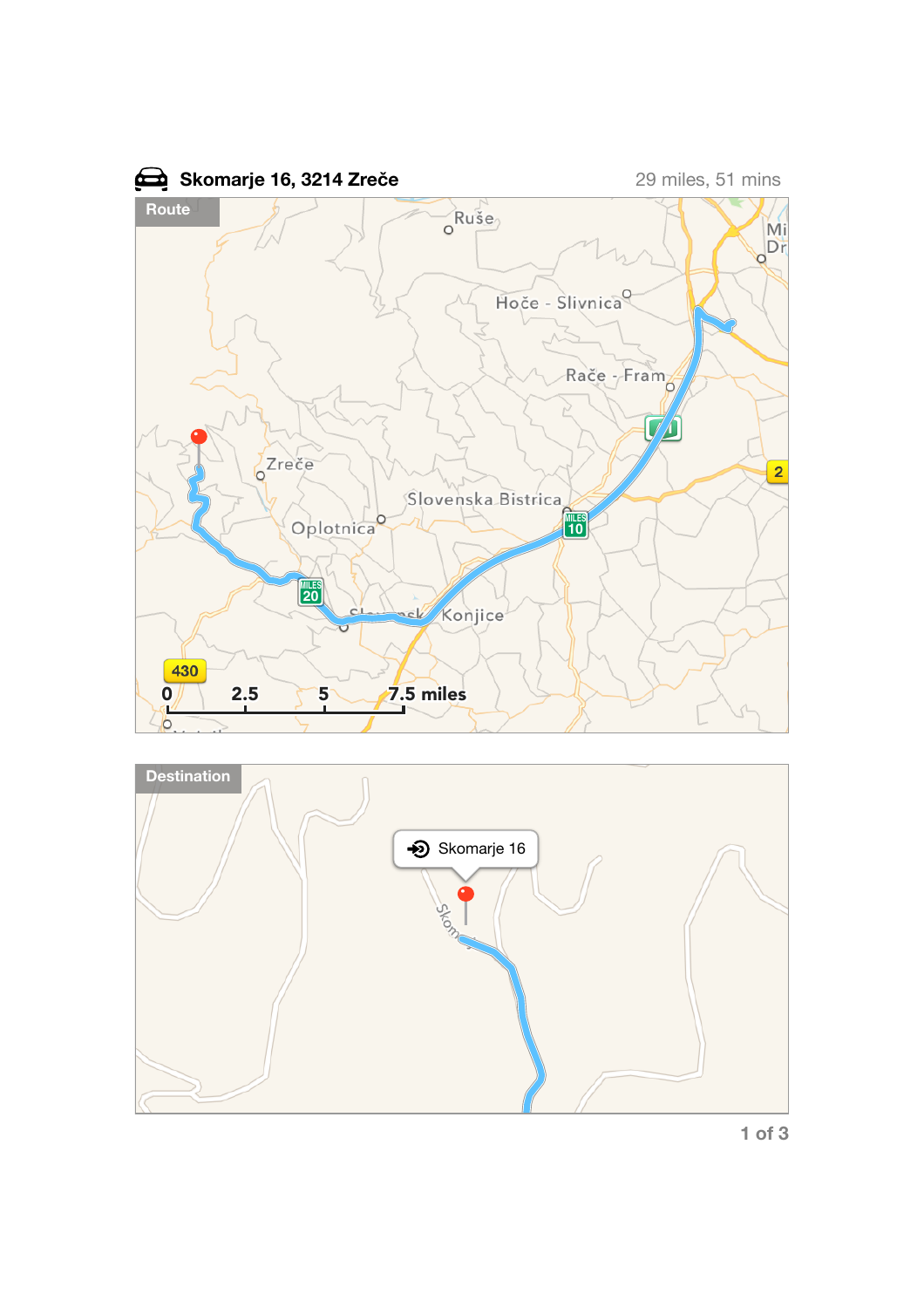## Skomarje 16, 3214 Zreče

29 miles, 51 mins

**Route**

**Destination**

Skomarje 16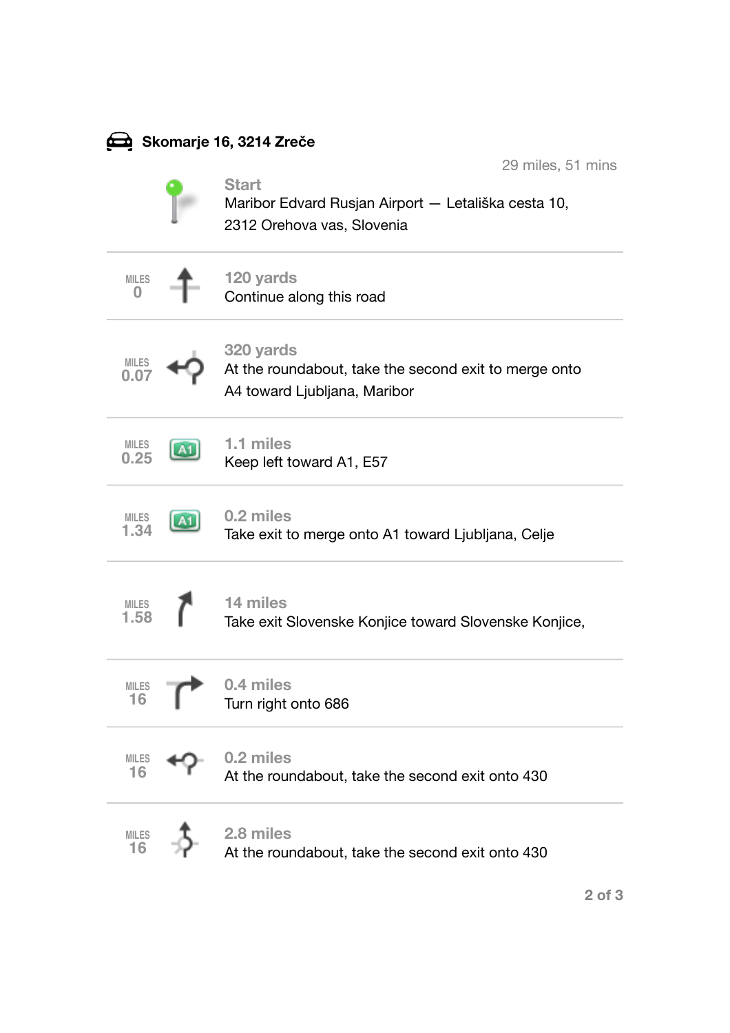## Skomarje 16, 3214 Zreče

29 miles, 51 mins

| Miles | Distance | Directions |
|---|---|---|
| | **Start** | Maribor Edvard Rusjan Airport — Letališka cesta 10, 2312 Orehova vas, Slovenia |
| 0 | 120 yards | Continue along this road |
| 0.07 | 320 yards | At the roundabout, take the second exit to merge onto A4 toward Ljubljana, Maribor |
| 0.25 | 1.1 miles | Keep left toward A1, E57 |
| 1.34 | 0.2 miles | Take exit to merge onto A1 toward Ljubljana, Celje |
| 1.58 | 14 miles | Take exit Slovenske Konjice toward Slovenske Konjice, |
| 16 | 0.4 miles | Turn right onto 686 |
| 16 | 0.2 miles | At the roundabout, take the second exit onto 430 |
| 16 | 2.8 miles | At the roundabout, take the second exit onto 430 |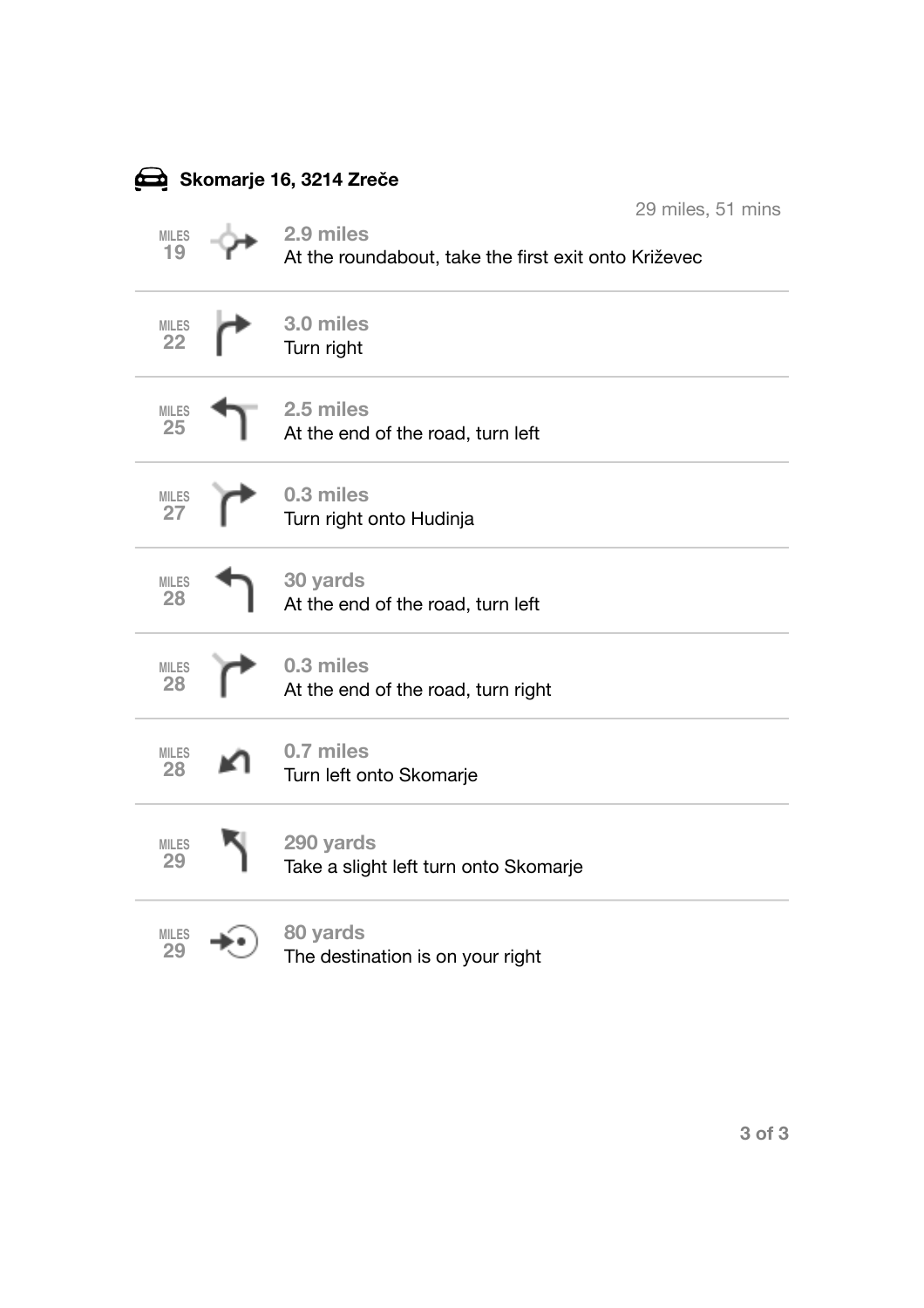**Skomarje 16, 3214 Zreče**

29 miles, 51 mins

| | | |
|---|---|---|
| MILES 19 | **2.9 miles** | At the roundabout, take the first exit onto Križevec |
| MILES 22 | **3.0 miles** | Turn right |
| MILES 25 | **2.5 miles** | At the end of the road, turn left |
| MILES 27 | **0.3 miles** | Turn right onto Hudinja |
| MILES 28 | **30 yards** | At the end of the road, turn left |
| MILES 28 | **0.3 miles** | At the end of the road, turn right |
| MILES 28 | **0.7 miles** | Turn left onto Skomarje |
| MILES 29 | **290 yards** | Take a slight left turn onto Skomarje |
| MILES 29 | **80 yards** | The destination is on your right |